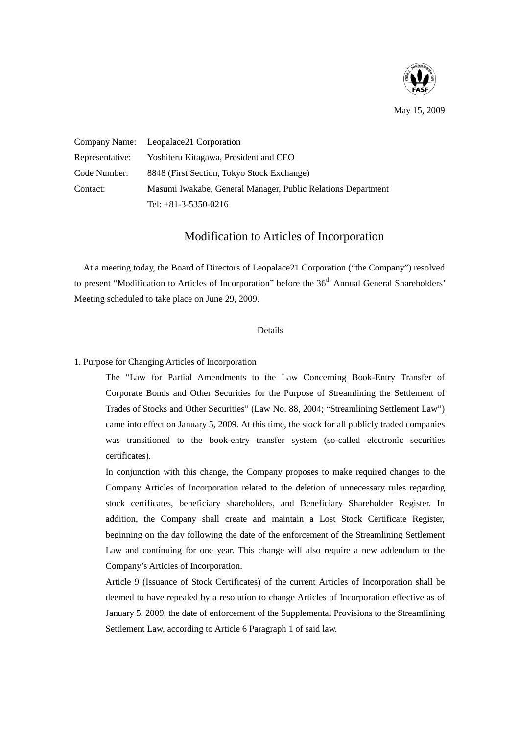May 15, 2009

Company Name: Leopalace21 Corporation
Representative: Yoshiteru Kitagawa, President and CEO
Code Number: 8848 (First Section, Tokyo Stock Exchange)
Contact: Masumi Iwakabe, General Manager, Public Relations Department
Tel: +81-3-5350-0216

# Modification to Articles of Incorporation

At a meeting today, the Board of Directors of Leopalace21 Corporation ("the Company") resolved to present "Modification to Articles of Incorporation" before the 36th Annual General Shareholders' Meeting scheduled to take place on June 29, 2009.

Details

1. Purpose for Changing Articles of Incorporation

The "Law for Partial Amendments to the Law Concerning Book-Entry Transfer of Corporate Bonds and Other Securities for the Purpose of Streamlining the Settlement of Trades of Stocks and Other Securities" (Law No. 88, 2004; "Streamlining Settlement Law") came into effect on January 5, 2009. At this time, the stock for all publicly traded companies was transitioned to the book-entry transfer system (so-called electronic securities certificates).

In conjunction with this change, the Company proposes to make required changes to the Company Articles of Incorporation related to the deletion of unnecessary rules regarding stock certificates, beneficiary shareholders, and Beneficiary Shareholder Register. In addition, the Company shall create and maintain a Lost Stock Certificate Register, beginning on the day following the date of the enforcement of the Streamlining Settlement Law and continuing for one year. This change will also require a new addendum to the Company's Articles of Incorporation.

Article 9 (Issuance of Stock Certificates) of the current Articles of Incorporation shall be deemed to have repealed by a resolution to change Articles of Incorporation effective as of January 5, 2009, the date of enforcement of the Supplemental Provisions to the Streamlining Settlement Law, according to Article 6 Paragraph 1 of said law.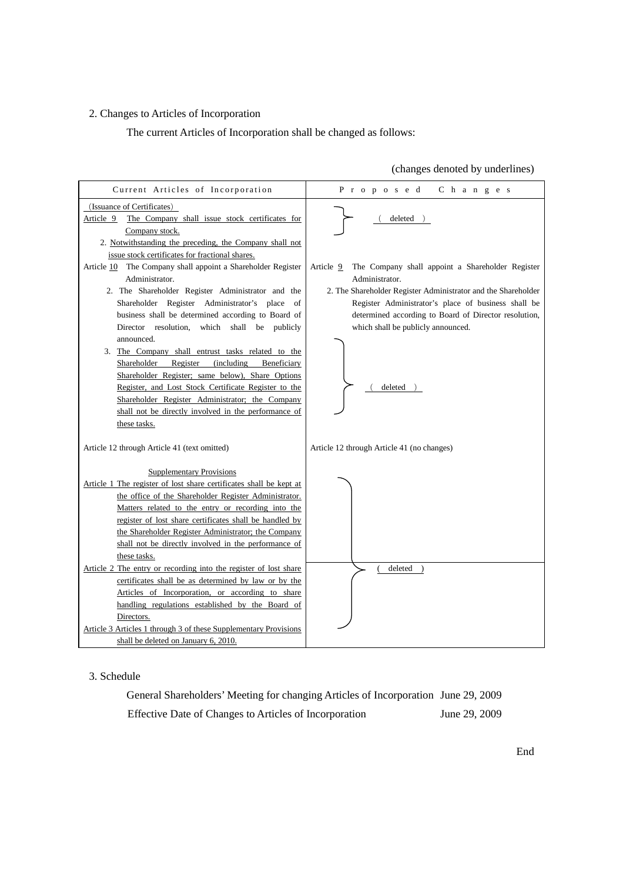2. Changes to Articles of Incorporation

The current Articles of Incorporation shall be changed as follows:

(changes denoted by underlines)

| Current Articles of Incorporation | Proposed Changes |
|---|---|
| (Issuance of Certificates)<br>Article 9 The Company shall issue stock certificates for Company stock.<br>2. Notwithstanding the preceding, the Company shall not issue stock certificates for fractional shares. | ( deleted ) |
| Article 10 The Company shall appoint a Shareholder Register Administrator.<br>2. The Shareholder Register Administrator and the Shareholder Register Administrator's place of business shall be determined according to Board of Director resolution, which shall be publicly announced. | Article 9 The Company shall appoint a Shareholder Register Administrator.<br>2. The Shareholder Register Administrator and the Shareholder Register Administrator's place of business shall be determined according to Board of Director resolution, which shall be publicly announced. |
| 3. The Company shall entrust tasks related to the Shareholder Register (including Beneficiary Shareholder Register; same below), Share Options Register, and Lost Stock Certificate Register to the Shareholder Register Administrator; the Company shall not be directly involved in the performance of these tasks. | ( deleted ) |
| Article 12 through Article 41 (text omitted) | Article 12 through Article 41 (no changes) |
| Supplementary Provisions<br>Article 1 The register of lost share certificates shall be kept at the office of the Shareholder Register Administrator. Matters related to the entry or recording into the register of lost share certificates shall be handled by the Shareholder Register Administrator; the Company shall not be directly involved in the performance of these tasks.<br>Article 2 The entry or recording into the register of lost share certificates shall be as determined by law or by the Articles of Incorporation, or according to share handling regulations established by the Board of Directors.<br>Article 3 Articles 1 through 3 of these Supplementary Provisions shall be deleted on January 6, 2010. | ( deleted ) |

3. Schedule

General Shareholders' Meeting for changing Articles of Incorporation June 29, 2009

Effective Date of Changes to Articles of Incorporation June 29, 2009

End